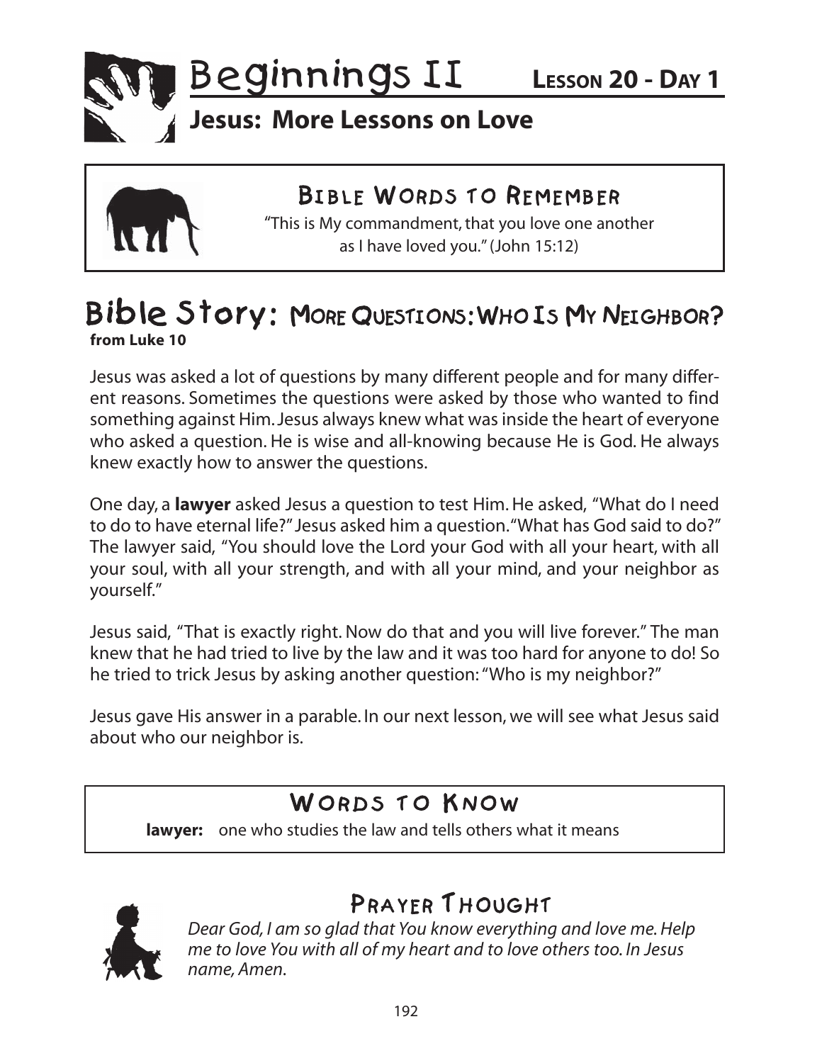# Beginnings II — Lesson 20 - Day 1

## Jesus: More Lessons on Love

### Bible Words to Remember

"This is My commandment, that you love one another as I have loved you." (John 15:12)

## Bible Story: More Questions: Who Is My Neighbor?

**from Luke 10**

Jesus was asked a lot of questions by many different people and for many different reasons. Sometimes the questions were asked by those who wanted to find something against Him. Jesus always knew what was inside the heart of everyone who asked a question. He is wise and all-knowing because He is God. He always knew exactly how to answer the questions.

One day, a **lawyer** asked Jesus a question to test Him. He asked, "What do I need to do to have eternal life?" Jesus asked him a question. "What has God said to do?" The lawyer said, "You should love the Lord your God with all your heart, with all your soul, with all your strength, and with all your mind, and your neighbor as yourself."

Jesus said, "That is exactly right. Now do that and you will live forever." The man knew that he had tried to live by the law and it was too hard for anyone to do! So he tried to trick Jesus by asking another question: "Who is my neighbor?"

Jesus gave His answer in a parable. In our next lesson, we will see what Jesus said about who our neighbor is.

### Words to Know

**lawyer:** one who studies the law and tells others what it means

### Prayer Thought

*Dear God, I am so glad that You know everything and love me. Help me to love You with all of my heart and to love others too. In Jesus name, Amen.*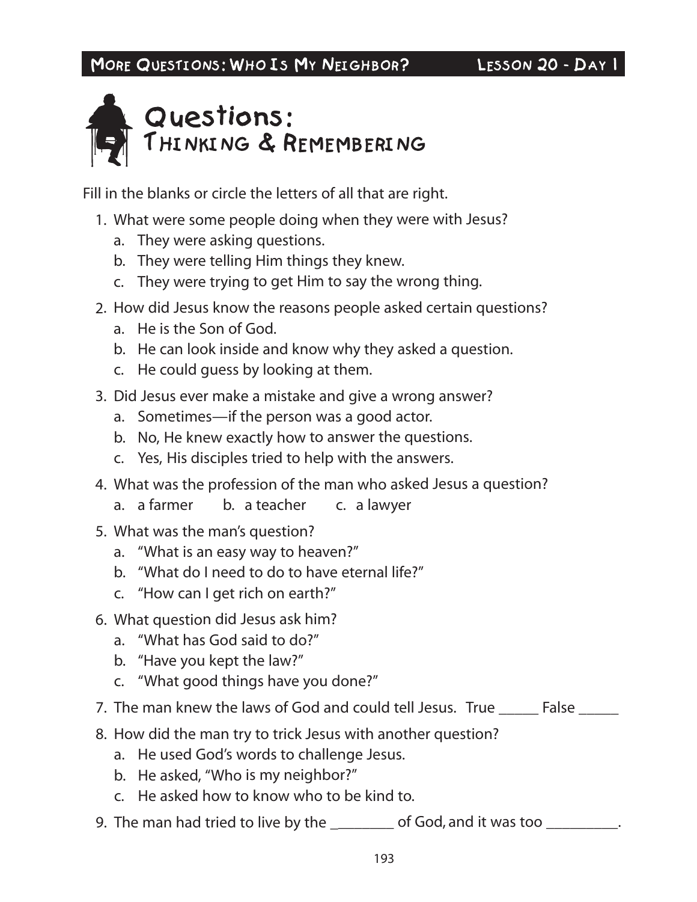# Questions: Thinking & Remembering

Fill in the blanks or circle the letters of all that are right.

1. What were some people doing when they were with Jesus?
   a. They were asking questions.
   b. They were telling Him things they knew.
   c. They were trying to get Him to say the wrong thing.
2. How did Jesus know the reasons people asked certain questions?
   a. He is the Son of God.
   b. He can look inside and know why they asked a question.
   c. He could guess by looking at them.
3. Did Jesus ever make a mistake and give a wrong answer?
   a. Sometimes—if the person was a good actor.
   b. No, He knew exactly how to answer the questions.
   c. Yes, His disciples tried to help with the answers.
4. What was the profession of the man who asked Jesus a question?
   a. a farmer  b. a teacher  c. a lawyer
5. What was the man's question?
   a. "What is an easy way to heaven?"
   b. "What do I need to do to have eternal life?"
   c. "How can I get rich on earth?"
6. What question did Jesus ask him?
   a. "What has God said to do?"
   b. "Have you kept the law?"
   c. "What good things have you done?"
7. The man knew the laws of God and could tell Jesus. True _____ False _____
8. How did the man try to trick Jesus with another question?
   a. He used God's words to challenge Jesus.
   b. He asked, "Who is my neighbor?"
   c. He asked how to know who to be kind to.
9. The man had tried to live by the ________ of God, and it was too _________.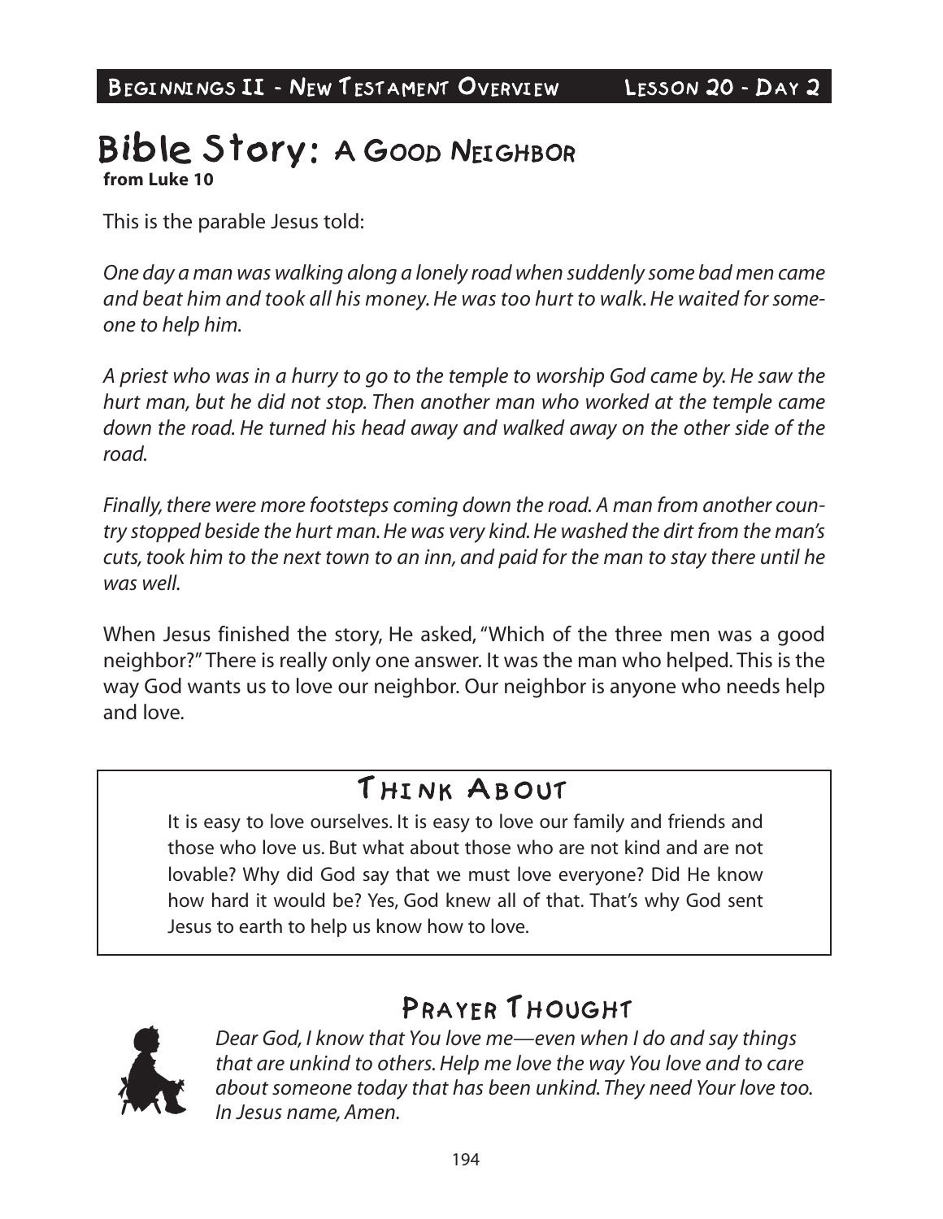# Bible Story: A Good Neighbor

**from Luke 10**

This is the parable Jesus told:

*One day a man was walking along a lonely road when suddenly some bad men came and beat him and took all his money. He was too hurt to walk. He waited for someone to help him.*

*A priest who was in a hurry to go to the temple to worship God came by. He saw the hurt man, but he did not stop. Then another man who worked at the temple came down the road. He turned his head away and walked away on the other side of the road.*

*Finally, there were more footsteps coming down the road. A man from another country stopped beside the hurt man. He was very kind. He washed the dirt from the man's cuts, took him to the next town to an inn, and paid for the man to stay there until he was well.*

When Jesus finished the story, He asked, "Which of the three men was a good neighbor?" There is really only one answer. It was the man who helped. This is the way God wants us to love our neighbor. Our neighbor is anyone who needs help and love.

## Think About

It is easy to love ourselves. It is easy to love our family and friends and those who love us. But what about those who are not kind and are not lovable? Why did God say that we must love everyone? Did He know how hard it would be? Yes, God knew all of that. That's why God sent Jesus to earth to help us know how to love.

## Prayer Thought

*Dear God, I know that You love me—even when I do and say things that are unkind to others. Help me love the way You love and to care about someone today that has been unkind. They need Your love too. In Jesus name, Amen.*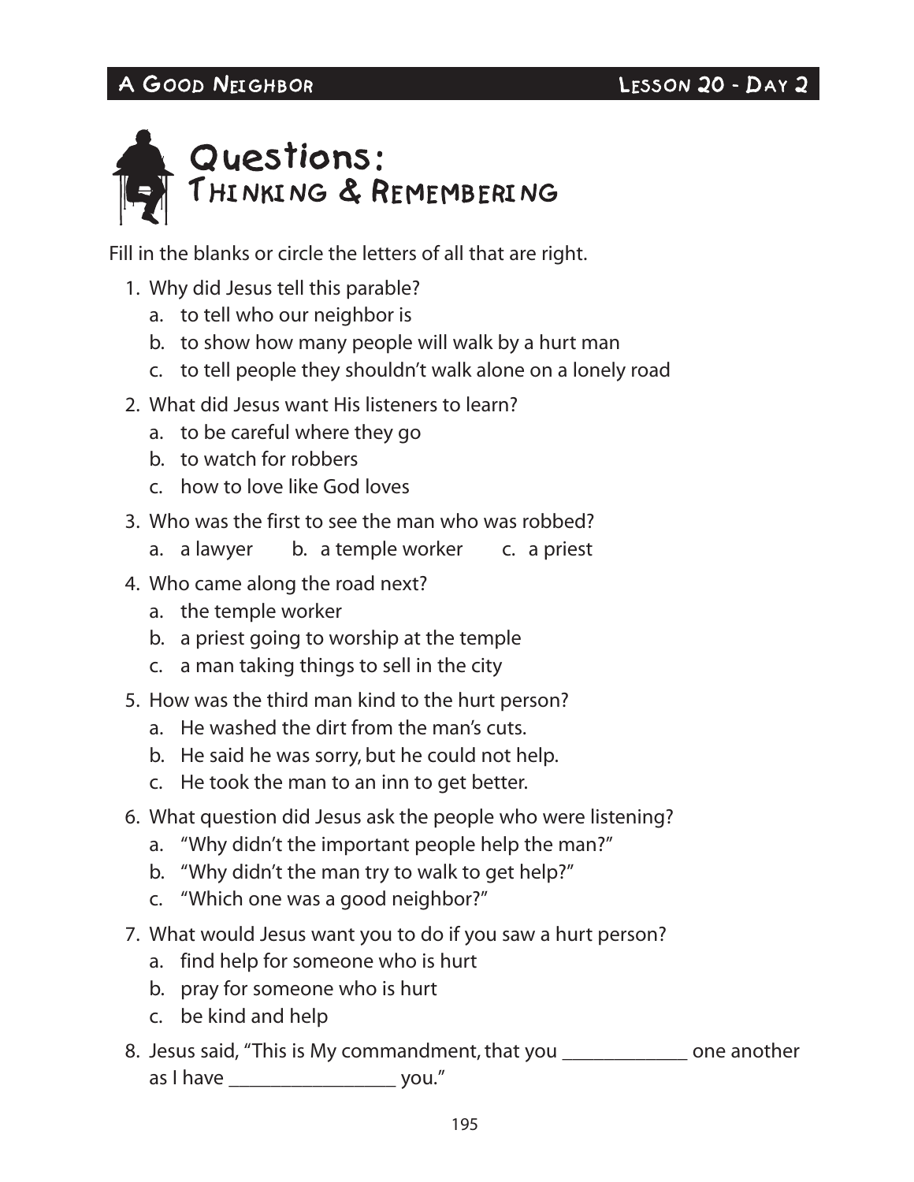# Questions: Thinking & Remembering

Fill in the blanks or circle the letters of all that are right.

1. Why did Jesus tell this parable?
   a. to tell who our neighbor is
   b. to show how many people will walk by a hurt man
   c. to tell people they shouldn't walk alone on a lonely road
2. What did Jesus want His listeners to learn?
   a. to be careful where they go
   b. to watch for robbers
   c. how to love like God loves
3. Who was the first to see the man who was robbed?
   a. a lawyer b. a temple worker c. a priest
4. Who came along the road next?
   a. the temple worker
   b. a priest going to worship at the temple
   c. a man taking things to sell in the city
5. How was the third man kind to the hurt person?
   a. He washed the dirt from the man's cuts.
   b. He said he was sorry, but he could not help.
   c. He took the man to an inn to get better.
6. What question did Jesus ask the people who were listening?
   a. "Why didn't the important people help the man?"
   b. "Why didn't the man try to walk to get help?"
   c. "Which one was a good neighbor?"
7. What would Jesus want you to do if you saw a hurt person?
   a. find help for someone who is hurt
   b. pray for someone who is hurt
   c. be kind and help
8. Jesus said, "This is My commandment, that you ____________ one another as I have ________________ you."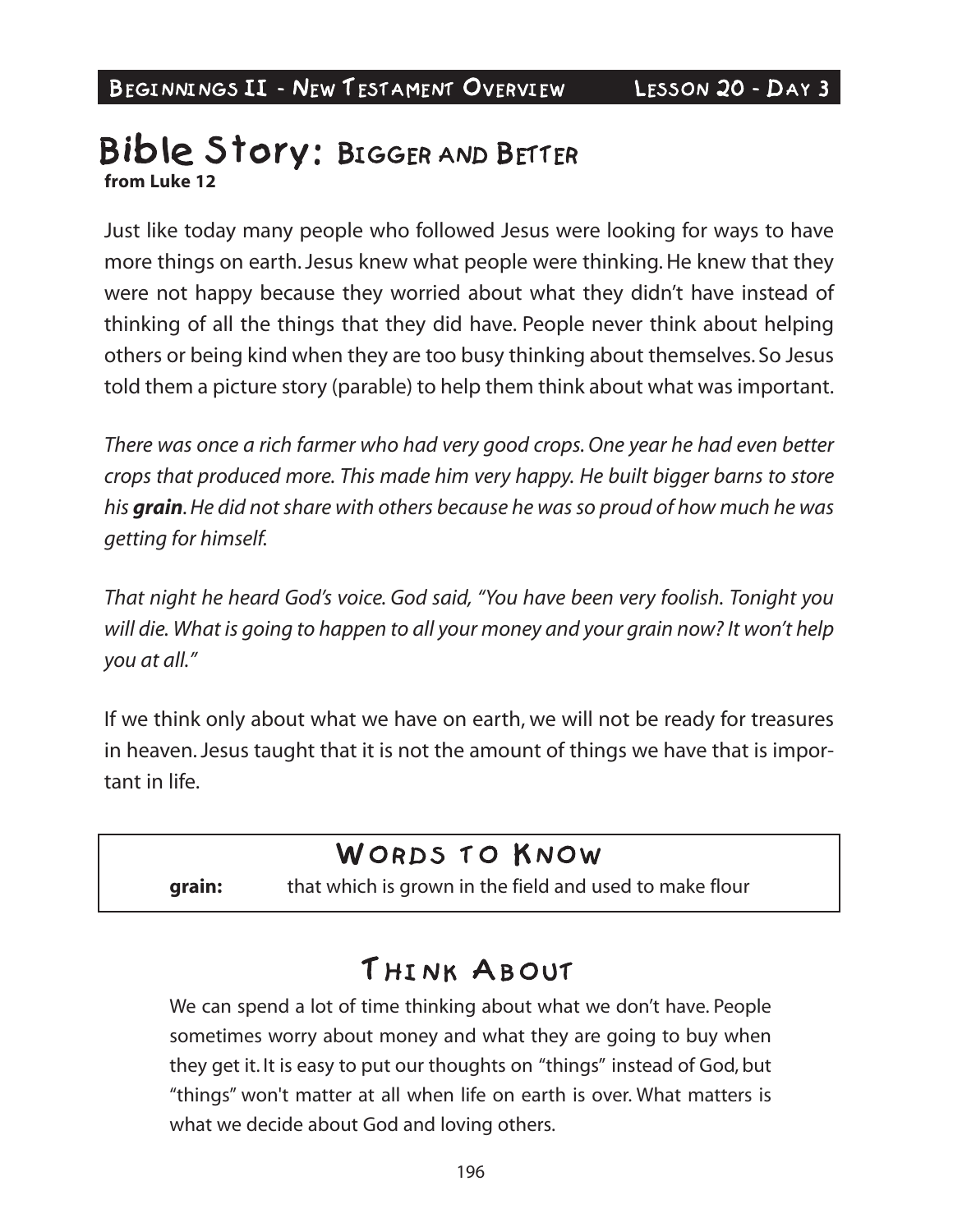# Bible Story: Bigger and Better

**from Luke 12**

Just like today many people who followed Jesus were looking for ways to have more things on earth. Jesus knew what people were thinking. He knew that they were not happy because they worried about what they didn't have instead of thinking of all the things that they did have. People never think about helping others or being kind when they are too busy thinking about themselves. So Jesus told them a picture story (parable) to help them think about what was important.

*There was once a rich farmer who had very good crops. One year he had even better crops that produced more. This made him very happy. He built bigger barns to store his* ***grain****. He did not share with others because he was so proud of how much he was getting for himself.*

*That night he heard God's voice. God said, "You have been very foolish. Tonight you will die. What is going to happen to all your money and your grain now? It won't help you at all."*

If we think only about what we have on earth, we will not be ready for treasures in heaven. Jesus taught that it is not the amount of things we have that is important in life.

## Words to Know

**grain:** that which is grown in the field and used to make flour

## Think About

We can spend a lot of time thinking about what we don't have. People sometimes worry about money and what they are going to buy when they get it. It is easy to put our thoughts on "things" instead of God, but "things" won't matter at all when life on earth is over. What matters is what we decide about God and loving others.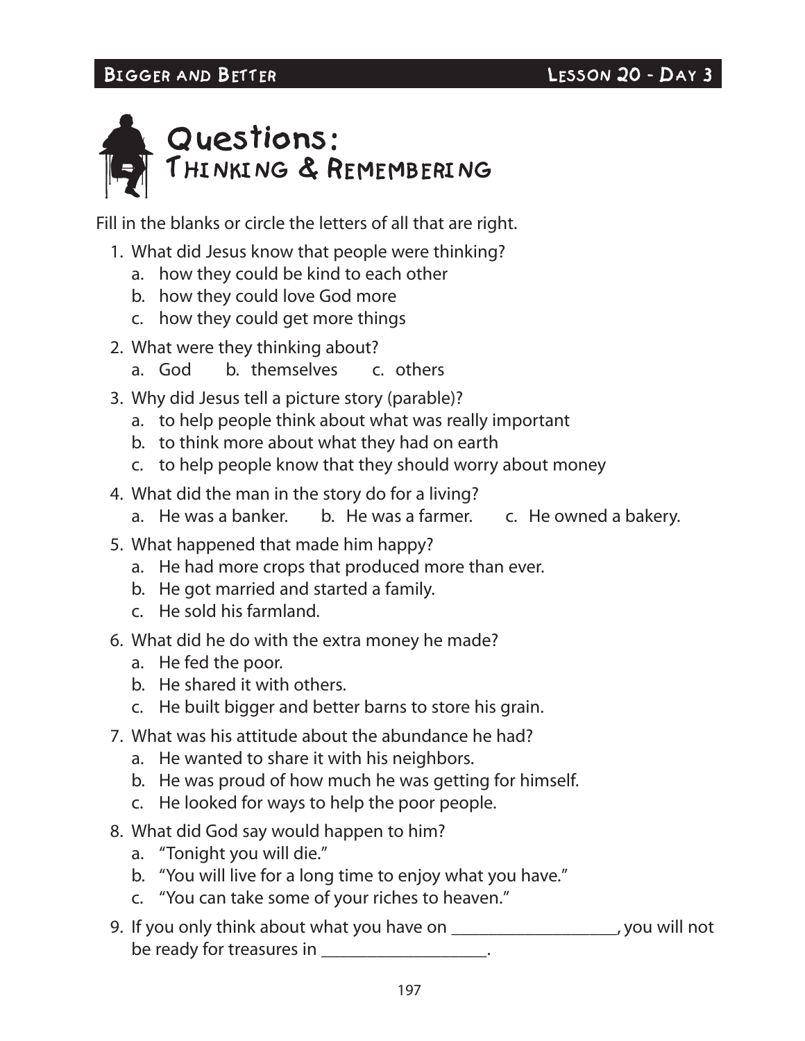# Questions: Thinking & Remembering

Fill in the blanks or circle the letters of all that are right.

1. What did Jesus know that people were thinking?
   a. how they could be kind to each other
   b. how they could love God more
   c. how they could get more things
2. What were they thinking about?
   a. God b. themselves c. others
3. Why did Jesus tell a picture story (parable)?
   a. to help people think about what was really important
   b. to think more about what they had on earth
   c. to help people know that they should worry about money
4. What did the man in the story do for a living?
   a. He was a banker. b. He was a farmer. c. He owned a bakery.
5. What happened that made him happy?
   a. He had more crops that produced more than ever.
   b. He got married and started a family.
   c. He sold his farmland.
6. What did he do with the extra money he made?
   a. He fed the poor.
   b. He shared it with others.
   c. He built bigger and better barns to store his grain.
7. What was his attitude about the abundance he had?
   a. He wanted to share it with his neighbors.
   b. He was proud of how much he was getting for himself.
   c. He looked for ways to help the poor people.
8. What did God say would happen to him?
   a. "Tonight you will die."
   b. "You will live for a long time to enjoy what you have."
   c. "You can take some of your riches to heaven."
9. If you only think about what you have on ___________________, you will not be ready for treasures in ___________________.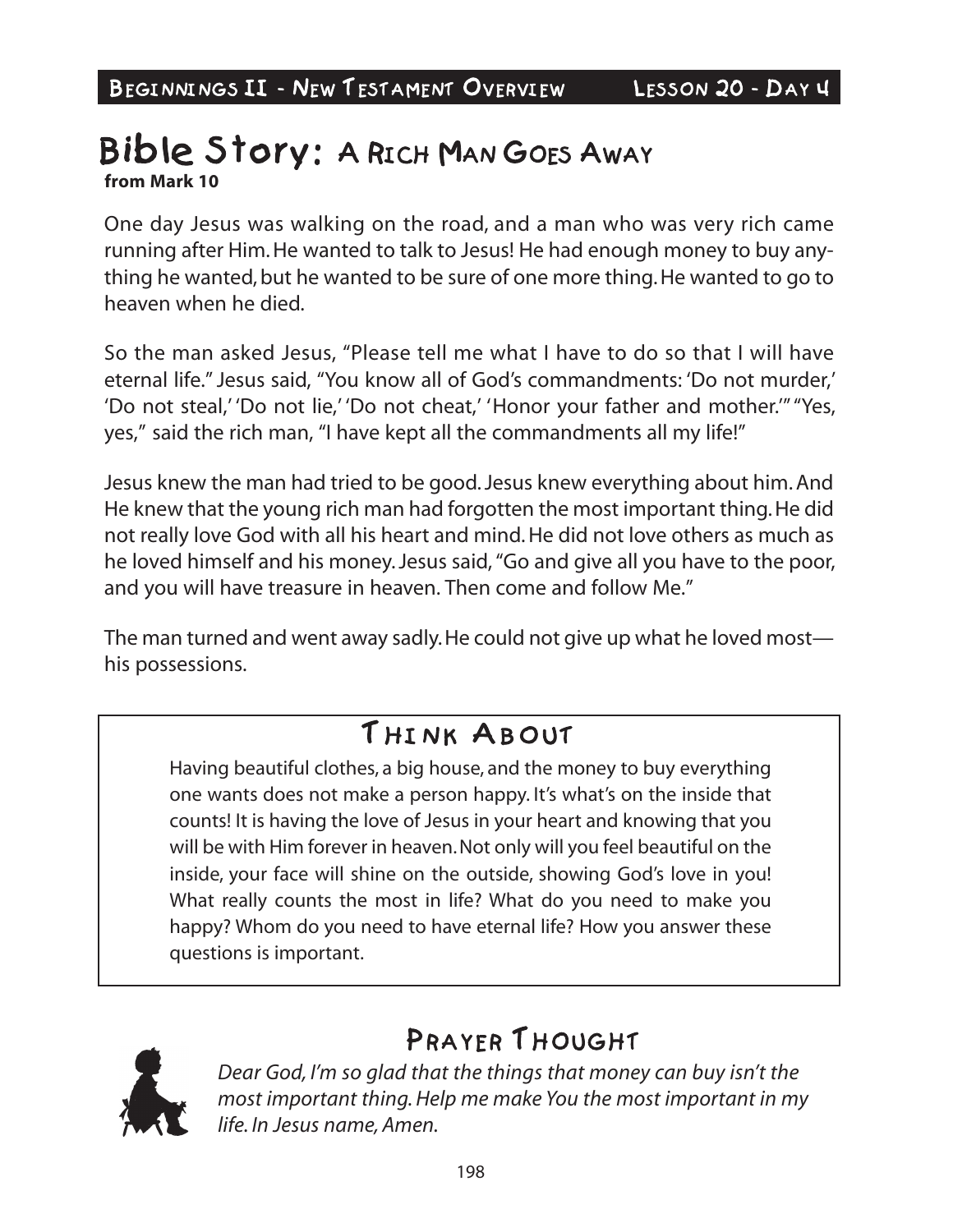# Bible Story: A Rich Man Goes Away

**from Mark 10**

One day Jesus was walking on the road, and a man who was very rich came running after Him. He wanted to talk to Jesus! He had enough money to buy anything he wanted, but he wanted to be sure of one more thing. He wanted to go to heaven when he died.

So the man asked Jesus, "Please tell me what I have to do so that I will have eternal life." Jesus said, "You know all of God's commandments: 'Do not murder,' 'Do not steal,' 'Do not lie,' 'Do not cheat,' 'Honor your father and mother.'" "Yes, yes," said the rich man, "I have kept all the commandments all my life!"

Jesus knew the man had tried to be good. Jesus knew everything about him. And He knew that the young rich man had forgotten the most important thing. He did not really love God with all his heart and mind. He did not love others as much as he loved himself and his money. Jesus said, "Go and give all you have to the poor, and you will have treasure in heaven. Then come and follow Me."

The man turned and went away sadly. He could not give up what he loved most—his possessions.

## Think About

Having beautiful clothes, a big house, and the money to buy everything one wants does not make a person happy. It's what's on the inside that counts! It is having the love of Jesus in your heart and knowing that you will be with Him forever in heaven. Not only will you feel beautiful on the inside, your face will shine on the outside, showing God's love in you! What really counts the most in life? What do you need to make you happy? Whom do you need to have eternal life? How you answer these questions is important.

## Prayer Thought

*Dear God, I'm so glad that the things that money can buy isn't the most important thing. Help me make You the most important in my life. In Jesus name, Amen.*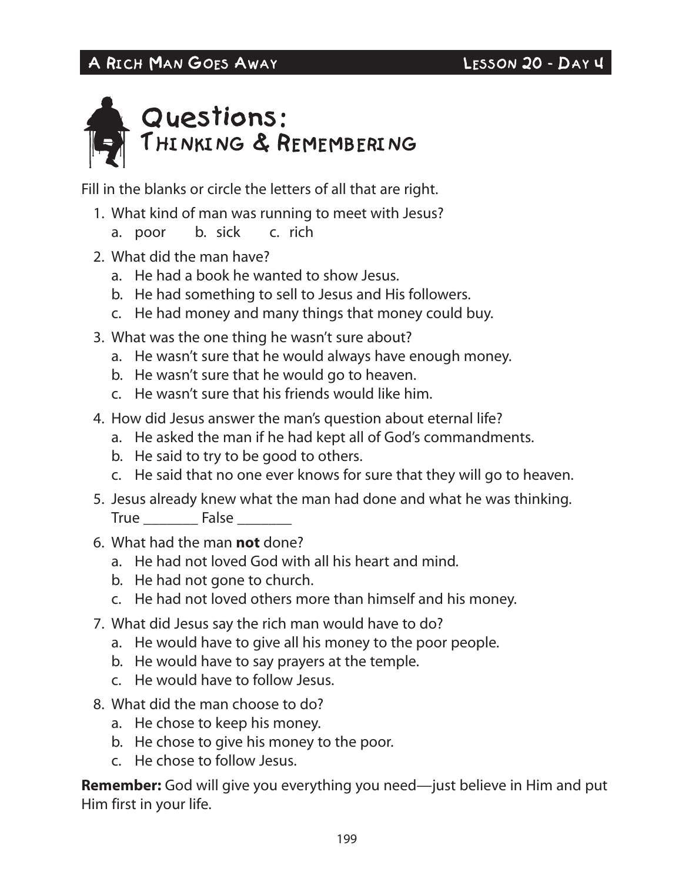# Questions: Thinking & Remembering

Fill in the blanks or circle the letters of all that are right.

1. What kind of man was running to meet with Jesus?
   a. poor b. sick c. rich
2. What did the man have?
   a. He had a book he wanted to show Jesus.
   b. He had something to sell to Jesus and His followers.
   c. He had money and many things that money could buy.
3. What was the one thing he wasn't sure about?
   a. He wasn't sure that he would always have enough money.
   b. He wasn't sure that he would go to heaven.
   c. He wasn't sure that his friends would like him.
4. How did Jesus answer the man's question about eternal life?
   a. He asked the man if he had kept all of God's commandments.
   b. He said to try to be good to others.
   c. He said that no one ever knows for sure that they will go to heaven.
5. Jesus already knew what the man had done and what he was thinking.
   True _______ False _______
6. What had the man **not** done?
   a. He had not loved God with all his heart and mind.
   b. He had not gone to church.
   c. He had not loved others more than himself and his money.
7. What did Jesus say the rich man would have to do?
   a. He would have to give all his money to the poor people.
   b. He would have to say prayers at the temple.
   c. He would have to follow Jesus.
8. What did the man choose to do?
   a. He chose to keep his money.
   b. He chose to give his money to the poor.
   c. He chose to follow Jesus.

**Remember:** God will give you everything you need—just believe in Him and put Him first in your life.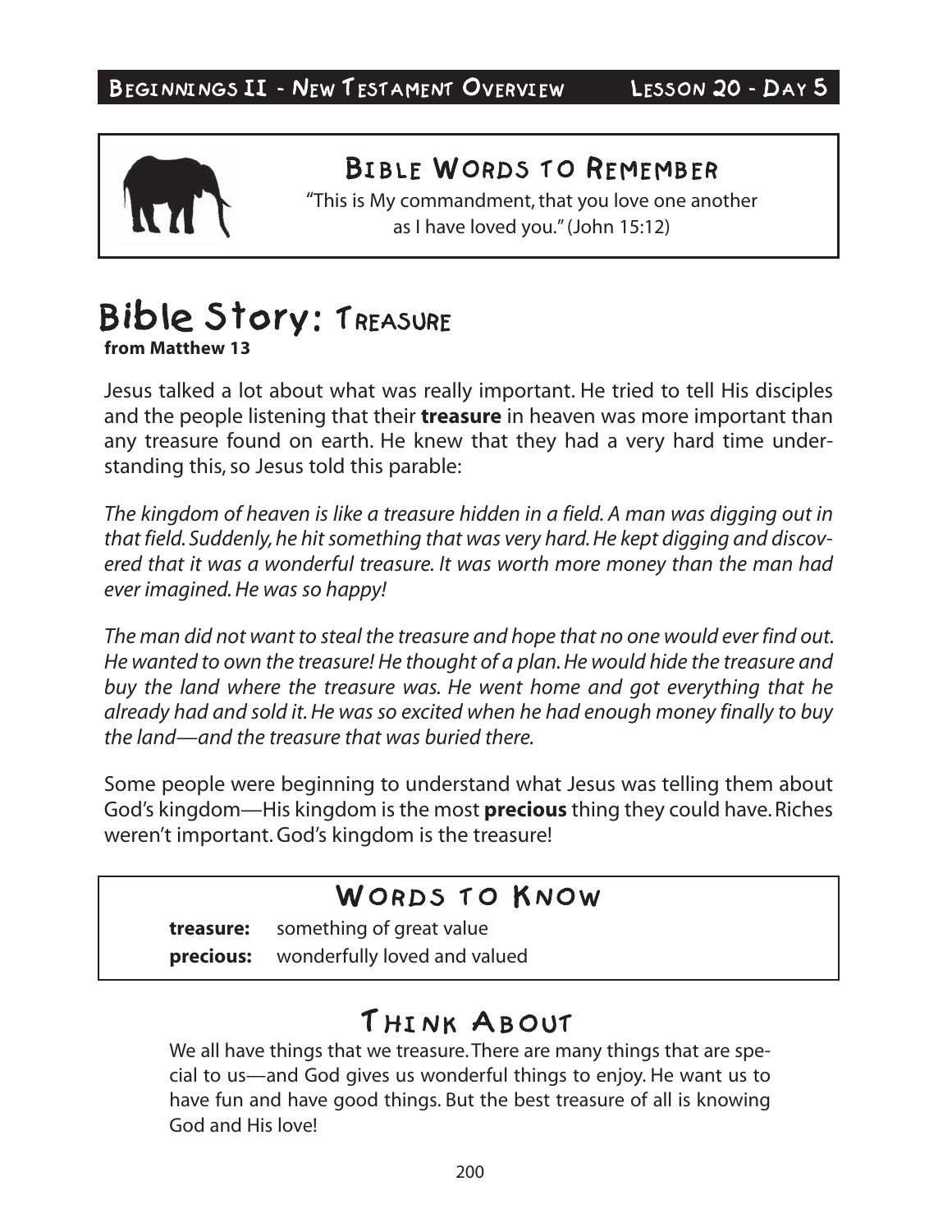## Bible Words to Remember

"This is My commandment, that you love one another as I have loved you." (John 15:12)

# Bible Story: Treasure

**from Matthew 13**

Jesus talked a lot about what was really important. He tried to tell His disciples and the people listening that their **treasure** in heaven was more important than any treasure found on earth. He knew that they had a very hard time understanding this, so Jesus told this parable:

*The kingdom of heaven is like a treasure hidden in a field. A man was digging out in that field. Suddenly, he hit something that was very hard. He kept digging and discovered that it was a wonderful treasure. It was worth more money than the man had ever imagined. He was so happy!*

*The man did not want to steal the treasure and hope that no one would ever find out. He wanted to own the treasure! He thought of a plan. He would hide the treasure and buy the land where the treasure was. He went home and got everything that he already had and sold it. He was so excited when he had enough money finally to buy the land—and the treasure that was buried there.*

Some people were beginning to understand what Jesus was telling them about God's kingdom—His kingdom is the most **precious** thing they could have. Riches weren't important. God's kingdom is the treasure!

## Words to Know

**treasure:** something of great value
**precious:** wonderfully loved and valued

## Think About

We all have things that we treasure. There are many things that are special to us—and God gives us wonderful things to enjoy. He want us to have fun and have good things. But the best treasure of all is knowing God and His love!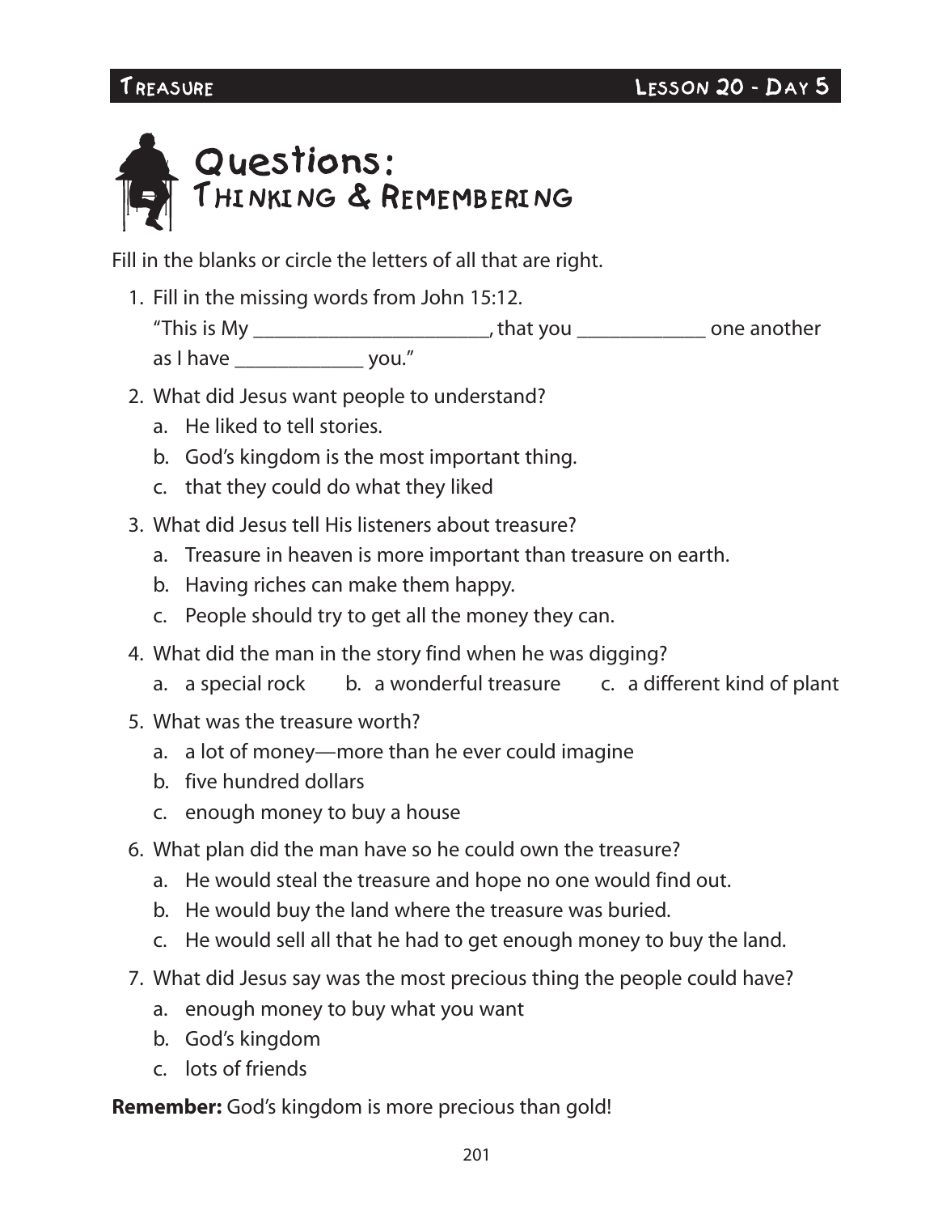# Questions:
## Thinking & Remembering

Fill in the blanks or circle the letters of all that are right.

1. Fill in the missing words from John 15:12.
   "This is My ______________________, that you ____________ one another as I have ____________ you."
2. What did Jesus want people to understand?
   a. He liked to tell stories.
   b. God's kingdom is the most important thing.
   c. that they could do what they liked
3. What did Jesus tell His listeners about treasure?
   a. Treasure in heaven is more important than treasure on earth.
   b. Having riches can make them happy.
   c. People should try to get all the money they can.
4. What did the man in the story find when he was digging?
   a. a special rock  b. a wonderful treasure  c. a different kind of plant
5. What was the treasure worth?
   a. a lot of money—more than he ever could imagine
   b. five hundred dollars
   c. enough money to buy a house
6. What plan did the man have so he could own the treasure?
   a. He would steal the treasure and hope no one would find out.
   b. He would buy the land where the treasure was buried.
   c. He would sell all that he had to get enough money to buy the land.
7. What did Jesus say was the most precious thing the people could have?
   a. enough money to buy what you want
   b. God's kingdom
   c. lots of friends

**Remember:** God's kingdom is more precious than gold!